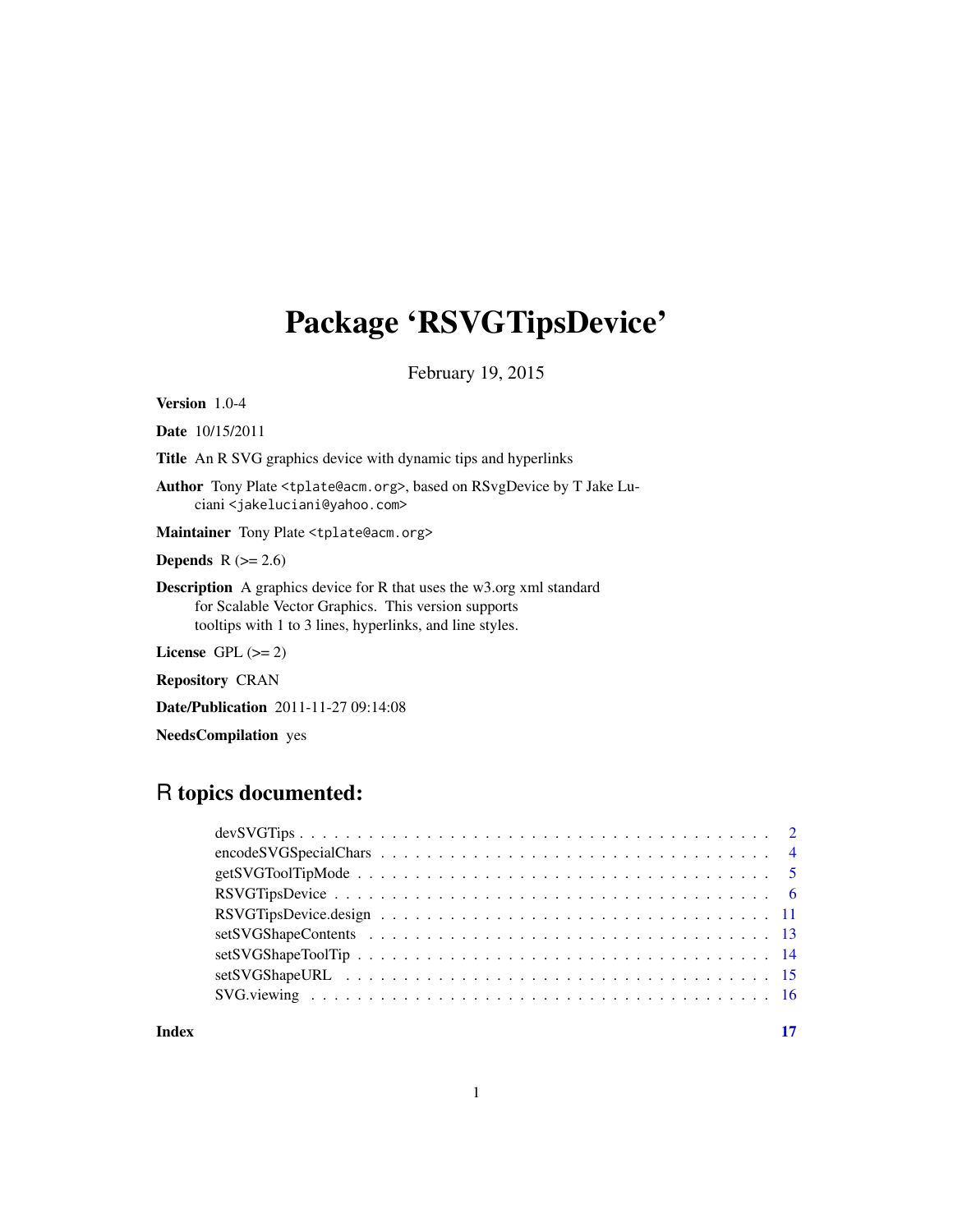# Package 'RSVGTipsDevice'

February 19, 2015

**Version** 1.0-4

**Date** 10/15/2011

**Title** An R SVG graphics device with dynamic tips and hyperlinks

**Author** Tony Plate <tplate@acm.org>, based on RSvgDevice by T Jake Luciani <jakeluciani@yahoo.com>

**Maintainer** Tony Plate <tplate@acm.org>

**Depends** R (>= 2.6)

**Description** A graphics device for R that uses the w3.org xml standard for Scalable Vector Graphics. This version supports tooltips with 1 to 3 lines, hyperlinks, and line styles.

**License** GPL (>= 2)

**Repository** CRAN

**Date/Publication** 2011-11-27 09:14:08

**NeedsCompilation** yes

## R topics documented:

- devSVGTips . . . . . . . . . . . . . . . . . . . . . . . . . . . . . . . . . . . . . . . . 2
- encodeSVGSpecialChars . . . . . . . . . . . . . . . . . . . . . . . . . . . . . . . . . . 4
- getSVGToolTipMode . . . . . . . . . . . . . . . . . . . . . . . . . . . . . . . . . . . . 5
- RSVGTipsDevice . . . . . . . . . . . . . . . . . . . . . . . . . . . . . . . . . . . . . . 6
- RSVGTipsDevice.design . . . . . . . . . . . . . . . . . . . . . . . . . . . . . . . . . . 11
- setSVGShapeContents . . . . . . . . . . . . . . . . . . . . . . . . . . . . . . . . . . . 13
- setSVGShapeToolTip . . . . . . . . . . . . . . . . . . . . . . . . . . . . . . . . . . . 14
- setSVGShapeURL . . . . . . . . . . . . . . . . . . . . . . . . . . . . . . . . . . . . . 15
- SVG.viewing . . . . . . . . . . . . . . . . . . . . . . . . . . . . . . . . . . . . . . . 16

**Index** **17**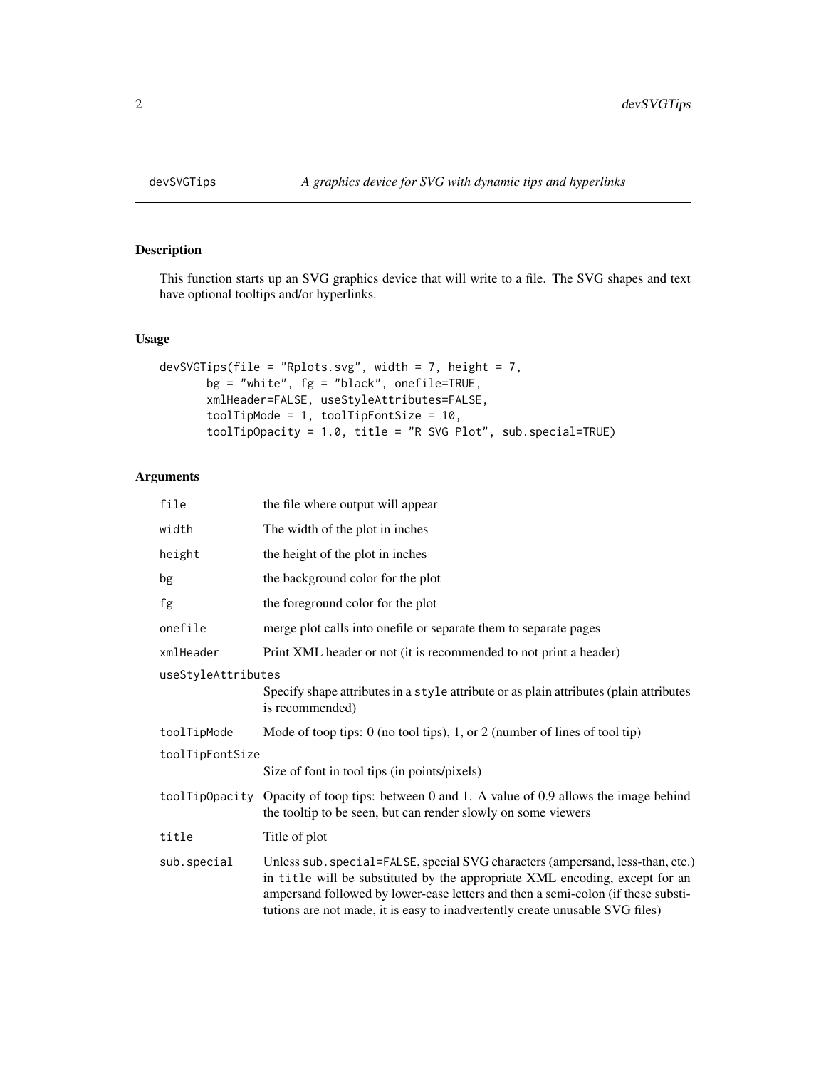# devSVGTips — *A graphics device for SVG with dynamic tips and hyperlinks*

## Description

This function starts up an SVG graphics device that will write to a file. The SVG shapes and text have optional tooltips and/or hyperlinks.

## Usage

```
devSVGTips(file = "Rplots.svg", width = 7, height = 7,
       bg = "white", fg = "black", onefile=TRUE,
       xmlHeader=FALSE, useStyleAttributes=FALSE,
       toolTipMode = 1, toolTipFontSize = 10,
       toolTipOpacity = 1.0, title = "R SVG Plot", sub.special=TRUE)
```

## Arguments

| Argument | Description |
|---|---|
| `file` | the file where output will appear |
| `width` | The width of the plot in inches |
| `height` | the height of the plot in inches |
| `bg` | the background color for the plot |
| `fg` | the foreground color for the plot |
| `onefile` | merge plot calls into onefile or separate them to separate pages |
| `xmlHeader` | Print XML header or not (it is recommended to not print a header) |
| `useStyleAttributes` | Specify shape attributes in a `style` attribute or as plain attributes (plain attributes is recommended) |
| `toolTipMode` | Mode of toop tips: 0 (no tool tips), 1, or 2 (number of lines of tool tip) |
| `toolTipFontSize` | Size of font in tool tips (in points/pixels) |
| `toolTipOpacity` | Opacity of toop tips: between 0 and 1. A value of 0.9 allows the image behind the tooltip to be seen, but can render slowly on some viewers |
| `title` | Title of plot |
| `sub.special` | Unless `sub.special=FALSE`, special SVG characters (ampersand, less-than, etc.) in `title` will be substituted by the appropriate XML encoding, except for an ampersand followed by lower-case letters and then a semi-colon (if these substitutions are not made, it is easy to inadvertently create unusable SVG files) |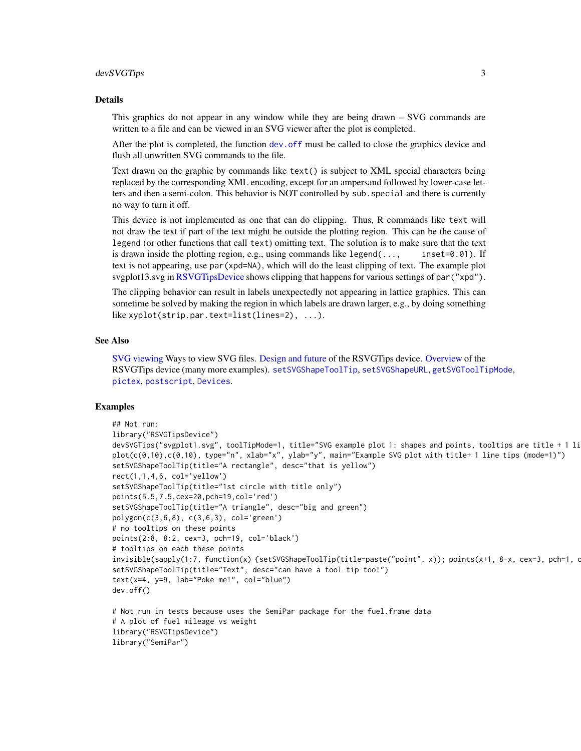## Details

This graphics do not appear in any window while they are being drawn – SVG commands are written to a file and can be viewed in an SVG viewer after the plot is completed.

After the plot is completed, the function `dev.off` must be called to close the graphics device and flush all unwritten SVG commands to the file.

Text drawn on the graphic by commands like `text()` is subject to XML special characters being replaced by the corresponding XML encoding, except for an ampersand followed by lower-case letters and then a semi-colon. This behavior is NOT controlled by `sub.special` and there is currently no way to turn it off.

This device is not implemented as one that can do clipping. Thus, R commands like `text` will not draw the text if part of the text might be outside the plotting region. This can be the cause of `legend` (or other functions that call `text`) omitting text. The solution is to make sure that the text is drawn inside the plotting region, e.g., using commands like `legend(..., inset=0.01)`. If text is not appearing, use `par(xpd=NA)`, which will do the least clipping of text. The example plot svgplot13.svg in RSVGTipsDevice shows clipping that happens for various settings of `par("xpd")`.

The clipping behavior can result in labels unexpectedly not appearing in lattice graphics. This can sometime be solved by making the region in which labels are drawn larger, e.g., by doing something like `xyplot(strip.par.text=list(lines=2), ...)`.

## See Also

SVG viewing Ways to view SVG files. Design and future of the RSVGTips device. Overview of the RSVGTips device (many more examples). `setSVGShapeToolTip`, `setSVGShapeURL`, `getSVGToolTipMode`, `pictex`, `postscript`, `Devices`.

## Examples

```
## Not run:
library("RSVGTipsDevice")
devSVGTips("svgplot1.svg", toolTipMode=1, title="SVG example plot 1: shapes and points, tooltips are title + 1 li
plot(c(0,10),c(0,10), type="n", xlab="x", ylab="y", main="Example SVG plot with title+ 1 line tips (mode=1)")
setSVGShapeToolTip(title="A rectangle", desc="that is yellow")
rect(1,1,4,6, col='yellow')
setSVGShapeToolTip(title="1st circle with title only")
points(5.5,7.5,cex=20,pch=19,col='red')
setSVGShapeToolTip(title="A triangle", desc="big and green")
polygon(c(3,6,8), c(3,6,3), col='green')
# no tooltips on these points
points(2:8, 8:2, cex=3, pch=19, col='black')
# tooltips on each these points
invisible(sapply(1:7, function(x) {setSVGShapeToolTip(title=paste("point", x)); points(x+1, 8-x, cex=3, pch=1, c
setSVGShapeToolTip(title="Text", desc="can have a tool tip too!")
text(x=4, y=9, lab="Poke me!", col="blue")
dev.off()

# Not run in tests because uses the SemiPar package for the fuel.frame data
# A plot of fuel mileage vs weight
library("RSVGTipsDevice")
library("SemiPar")
```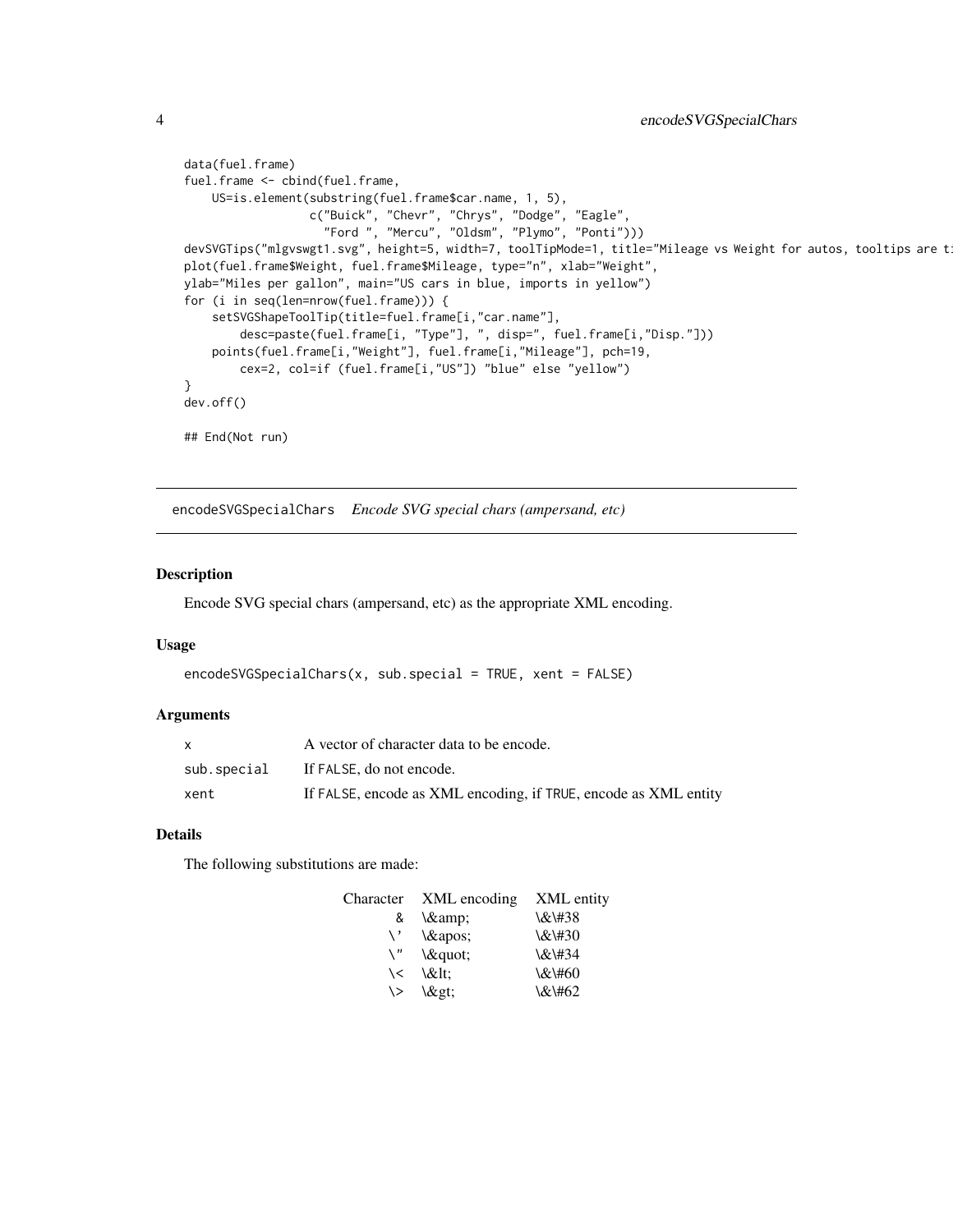```
data(fuel.frame)
fuel.frame <- cbind(fuel.frame,
    US=is.element(substring(fuel.frame$car.name, 1, 5),
                  c("Buick", "Chevr", "Chrys", "Dodge", "Eagle",
                    "Ford ", "Mercu", "Oldsm", "Plymo", "Ponti")))
devSVGTips("mlgvswgt1.svg", height=5, width=7, toolTipMode=1, title="Mileage vs Weight for autos, tooltips are t
plot(fuel.frame$Weight, fuel.frame$Mileage, type="n", xlab="Weight",
ylab="Miles per gallon", main="US cars in blue, imports in yellow")
for (i in seq(len=nrow(fuel.frame))) {
    setSVGShapeToolTip(title=fuel.frame[i,"car.name"],
        desc=paste(fuel.frame[i, "Type"], ", disp=", fuel.frame[i,"Disp."]))
    points(fuel.frame[i,"Weight"], fuel.frame[i,"Mileage"], pch=19,
        cex=2, col=if (fuel.frame[i,"US"]) "blue" else "yellow")
}
dev.off()

## End(Not run)
```

---

## encodeSVGSpecialChars *Encode SVG special chars (ampersand, etc)*

---

### Description

Encode SVG special chars (ampersand, etc) as the appropriate XML encoding.

### Usage

```
encodeSVGSpecialChars(x, sub.special = TRUE, xent = FALSE)
```

### Arguments

| | |
|---|---|
| `x` | A vector of character data to be encode. |
| `sub.special` | If `FALSE`, do not encode. |
| `xent` | If `FALSE`, encode as XML encoding, if `TRUE`, encode as XML entity |

### Details

The following substitutions are made:

| Character | XML encoding | XML entity |
|---|---|---|
| & | \&amp; | \&\#38 |
| \' | \&apos; | \&\#30 |
| \" | \&quot; | \&\#34 |
| \< | \&lt; | \&\#60 |
| \> | \&gt; | \&\#62 |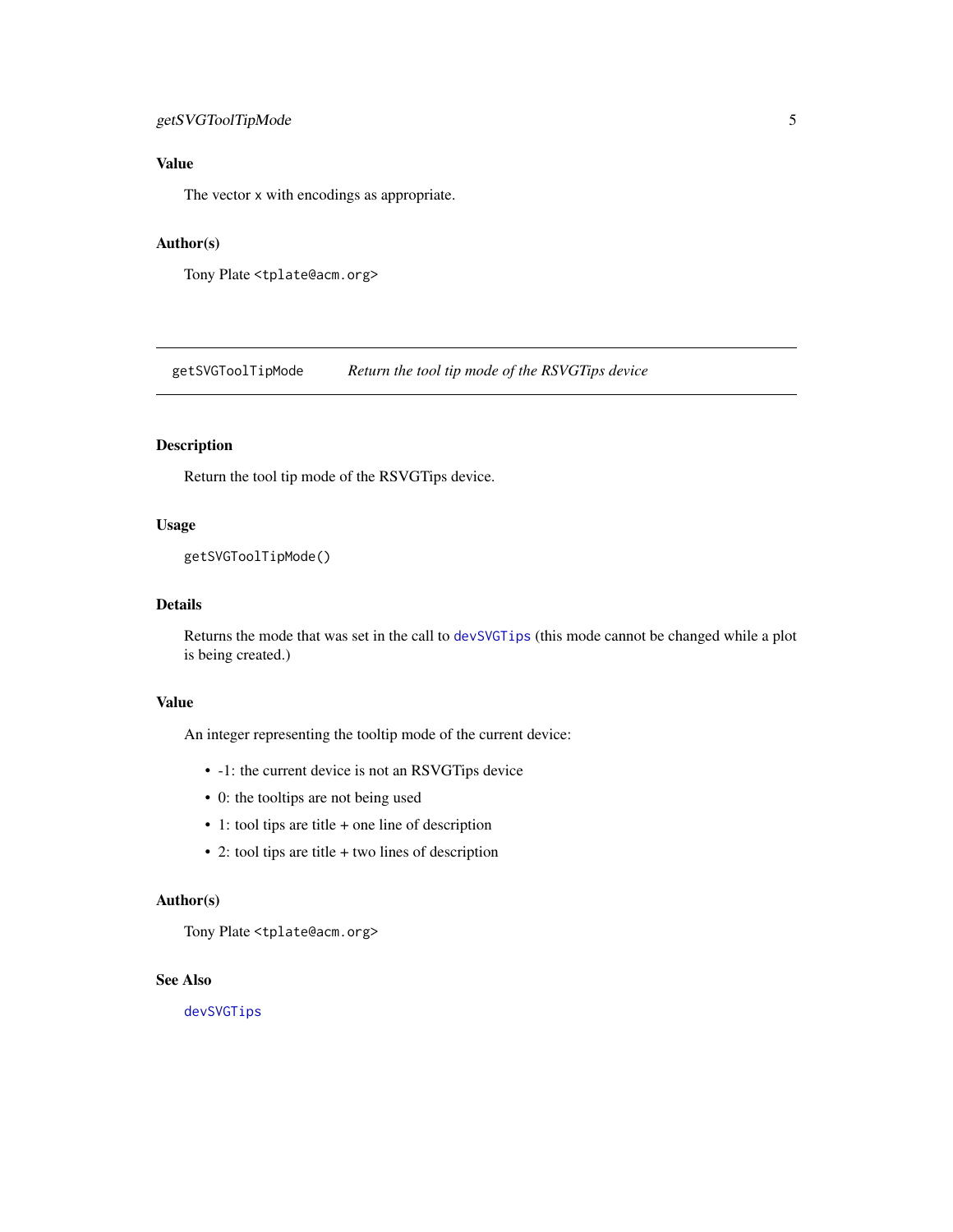### Value

The vector `x` with encodings as appropriate.

### Author(s)

Tony Plate `<tplate@acm.org>`

---

## getSVGToolTipMode — *Return the tool tip mode of the RSVGTips device*

---

### Description

Return the tool tip mode of the RSVGTips device.

### Usage

```
getSVGToolTipMode()
```

### Details

Returns the mode that was set in the call to `devSVGTips` (this mode cannot be changed while a plot is being created.)

### Value

An integer representing the tooltip mode of the current device:

- -1: the current device is not an RSVGTips device
- 0: the tooltips are not being used
- 1: tool tips are title + one line of description
- 2: tool tips are title + two lines of description

### Author(s)

Tony Plate `<tplate@acm.org>`

### See Also

`devSVGTips`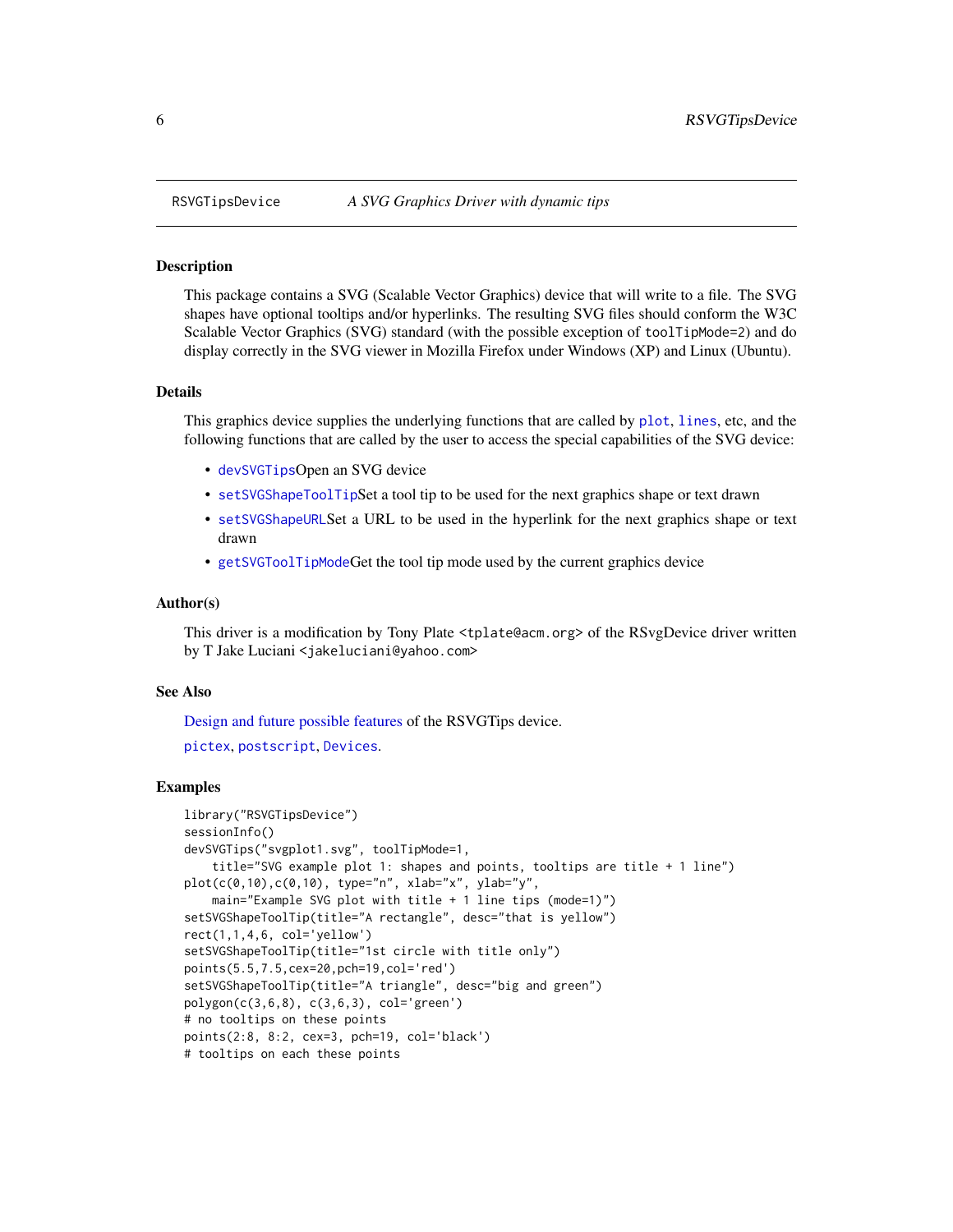RSVGTipsDevice *A SVG Graphics Driver with dynamic tips*

## Description

This package contains a SVG (Scalable Vector Graphics) device that will write to a file. The SVG shapes have optional tooltips and/or hyperlinks. The resulting SVG files should conform the W3C Scalable Vector Graphics (SVG) standard (with the possible exception of `toolTipMode=2`) and do display correctly in the SVG viewer in Mozilla Firefox under Windows (XP) and Linux (Ubuntu).

## Details

This graphics device supplies the underlying functions that are called by `plot`, `lines`, etc, and the following functions that are called by the user to access the special capabilities of the SVG device:

- `devSVGTips`Open an SVG device
- `setSVGShapeToolTip`Set a tool tip to be used for the next graphics shape or text drawn
- `setSVGShapeURL`Set a URL to be used in the hyperlink for the next graphics shape or text drawn
- `getSVGToolTipMode`Get the tool tip mode used by the current graphics device

## Author(s)

This driver is a modification by Tony Plate `<tplate@acm.org>` of the RSvgDevice driver written by T Jake Luciani `<jakeluciani@yahoo.com>`

## See Also

Design and future possible features of the RSVGTips device.

`pictex`, `postscript`, `Devices`.

## Examples

```
library("RSVGTipsDevice")
sessionInfo()
devSVGTips("svgplot1.svg", toolTipMode=1,
    title="SVG example plot 1: shapes and points, tooltips are title + 1 line")
plot(c(0,10),c(0,10), type="n", xlab="x", ylab="y",
    main="Example SVG plot with title + 1 line tips (mode=1)")
setSVGShapeToolTip(title="A rectangle", desc="that is yellow")
rect(1,1,4,6, col='yellow')
setSVGShapeToolTip(title="1st circle with title only")
points(5.5,7.5,cex=20,pch=19,col='red')
setSVGShapeToolTip(title="A triangle", desc="big and green")
polygon(c(3,6,8), c(3,6,3), col='green')
# no tooltips on these points
points(2:8, 8:2, cex=3, pch=19, col='black')
# tooltips on each these points
```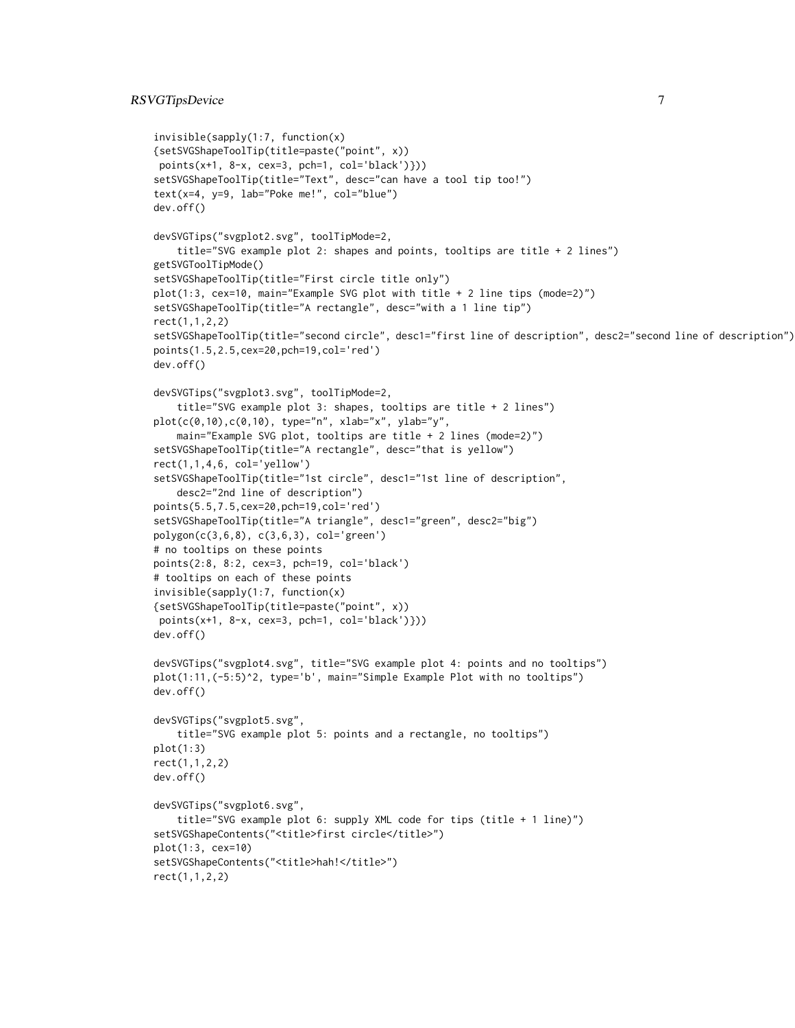```
invisible(sapply(1:7, function(x)
{setSVGShapeToolTip(title=paste("point", x))
 points(x+1, 8-x, cex=3, pch=1, col='black')}))
setSVGShapeToolTip(title="Text", desc="can have a tool tip too!")
text(x=4, y=9, lab="Poke me!", col="blue")
dev.off()

devSVGTips("svgplot2.svg", toolTipMode=2,
    title="SVG example plot 2: shapes and points, tooltips are title + 2 lines")
getSVGToolTipMode()
setSVGShapeToolTip(title="First circle title only")
plot(1:3, cex=10, main="Example SVG plot with title + 2 line tips (mode=2)")
setSVGShapeToolTip(title="A rectangle", desc="with a 1 line tip")
rect(1,1,2,2)
setSVGShapeToolTip(title="second circle", desc1="first line of description", desc2="second line of description")
points(1.5,2.5,cex=20,pch=19,col='red')
dev.off()

devSVGTips("svgplot3.svg", toolTipMode=2,
    title="SVG example plot 3: shapes, tooltips are title + 2 lines")
plot(c(0,10),c(0,10), type="n", xlab="x", ylab="y",
    main="Example SVG plot, tooltips are title + 2 lines (mode=2)")
setSVGShapeToolTip(title="A rectangle", desc="that is yellow")
rect(1,1,4,6, col='yellow')
setSVGShapeToolTip(title="1st circle", desc1="1st line of description",
    desc2="2nd line of description")
points(5.5,7.5,cex=20,pch=19,col='red')
setSVGShapeToolTip(title="A triangle", desc1="green", desc2="big")
polygon(c(3,6,8), c(3,6,3), col='green')
# no tooltips on these points
points(2:8, 8:2, cex=3, pch=19, col='black')
# tooltips on each of these points
invisible(sapply(1:7, function(x)
{setSVGShapeToolTip(title=paste("point", x))
 points(x+1, 8-x, cex=3, pch=1, col='black')}))
dev.off()

devSVGTips("svgplot4.svg", title="SVG example plot 4: points and no tooltips")
plot(1:11,(-5:5)^2, type='b', main="Simple Example Plot with no tooltips")
dev.off()

devSVGTips("svgplot5.svg",
    title="SVG example plot 5: points and a rectangle, no tooltips")
plot(1:3)
rect(1,1,2,2)
dev.off()

devSVGTips("svgplot6.svg",
    title="SVG example plot 6: supply XML code for tips (title + 1 line)")
setSVGShapeContents("<title>first circle</title>")
plot(1:3, cex=10)
setSVGShapeContents("<title>hah!</title>")
rect(1,1,2,2)
```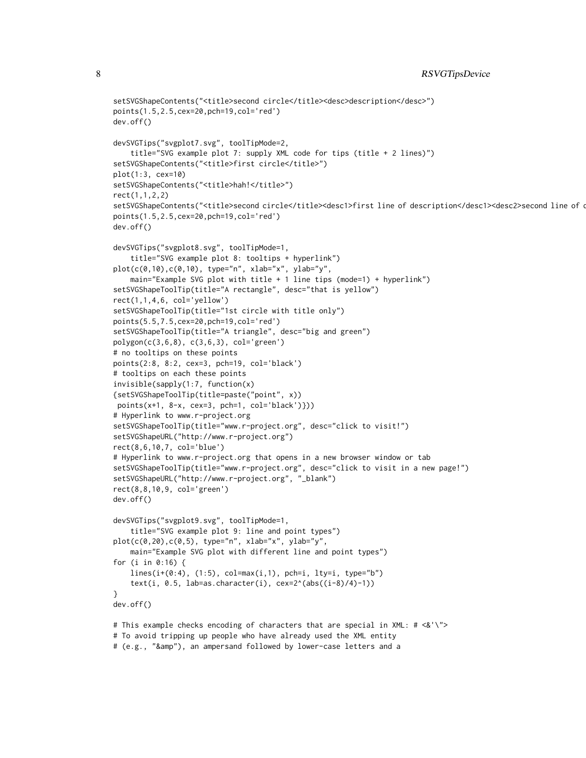```
setSVGShapeContents("<title>second circle</title><desc>description</desc>")
points(1.5,2.5,cex=20,pch=19,col='red')
dev.off()

devSVGTips("svgplot7.svg", toolTipMode=2,
    title="SVG example plot 7: supply XML code for tips (title + 2 lines)")
setSVGShapeContents("<title>first circle</title>")
plot(1:3, cex=10)
setSVGShapeContents("<title>hah!</title>")
rect(1,1,2,2)
setSVGShapeContents("<title>second circle</title><desc1>first line of description</desc1><desc2>second line of d
points(1.5,2.5,cex=20,pch=19,col='red')
dev.off()

devSVGTips("svgplot8.svg", toolTipMode=1,
    title="SVG example plot 8: tooltips + hyperlink")
plot(c(0,10),c(0,10), type="n", xlab="x", ylab="y",
    main="Example SVG plot with title + 1 line tips (mode=1) + hyperlink")
setSVGShapeToolTip(title="A rectangle", desc="that is yellow")
rect(1,1,4,6, col='yellow')
setSVGShapeToolTip(title="1st circle with title only")
points(5.5,7.5,cex=20,pch=19,col='red')
setSVGShapeToolTip(title="A triangle", desc="big and green")
polygon(c(3,6,8), c(3,6,3), col='green')
# no tooltips on these points
points(2:8, 8:2, cex=3, pch=19, col='black')
# tooltips on each these points
invisible(sapply(1:7, function(x)
{setSVGShapeToolTip(title=paste("point", x))
 points(x+1, 8-x, cex=3, pch=1, col='black')}))
# Hyperlink to www.r-project.org
setSVGShapeToolTip(title="www.r-project.org", desc="click to visit!")
setSVGShapeURL("http://www.r-project.org")
rect(8,6,10,7, col='blue')
# Hyperlink to www.r-project.org that opens in a new browser window or tab
setSVGShapeToolTip(title="www.r-project.org", desc="click to visit in a new page!")
setSVGShapeURL("http://www.r-project.org", "_blank")
rect(8,8,10,9, col='green')
dev.off()

devSVGTips("svgplot9.svg", toolTipMode=1,
    title="SVG example plot 9: line and point types")
plot(c(0,20),c(0,5), type="n", xlab="x", ylab="y",
    main="Example SVG plot with different line and point types")
for (i in 0:16) {
    lines(i+(0:4), (1:5), col=max(i,1), pch=i, lty=i, type="b")
    text(i, 0.5, lab=as.character(i), cex=2^(abs((i-8)/4)-1))
}
dev.off()

# This example checks encoding of characters that are special in XML: # <&'\">
# To avoid tripping up people who have already used the XML entity
# (e.g., "&amp"), an ampersand followed by lower-case letters and a
```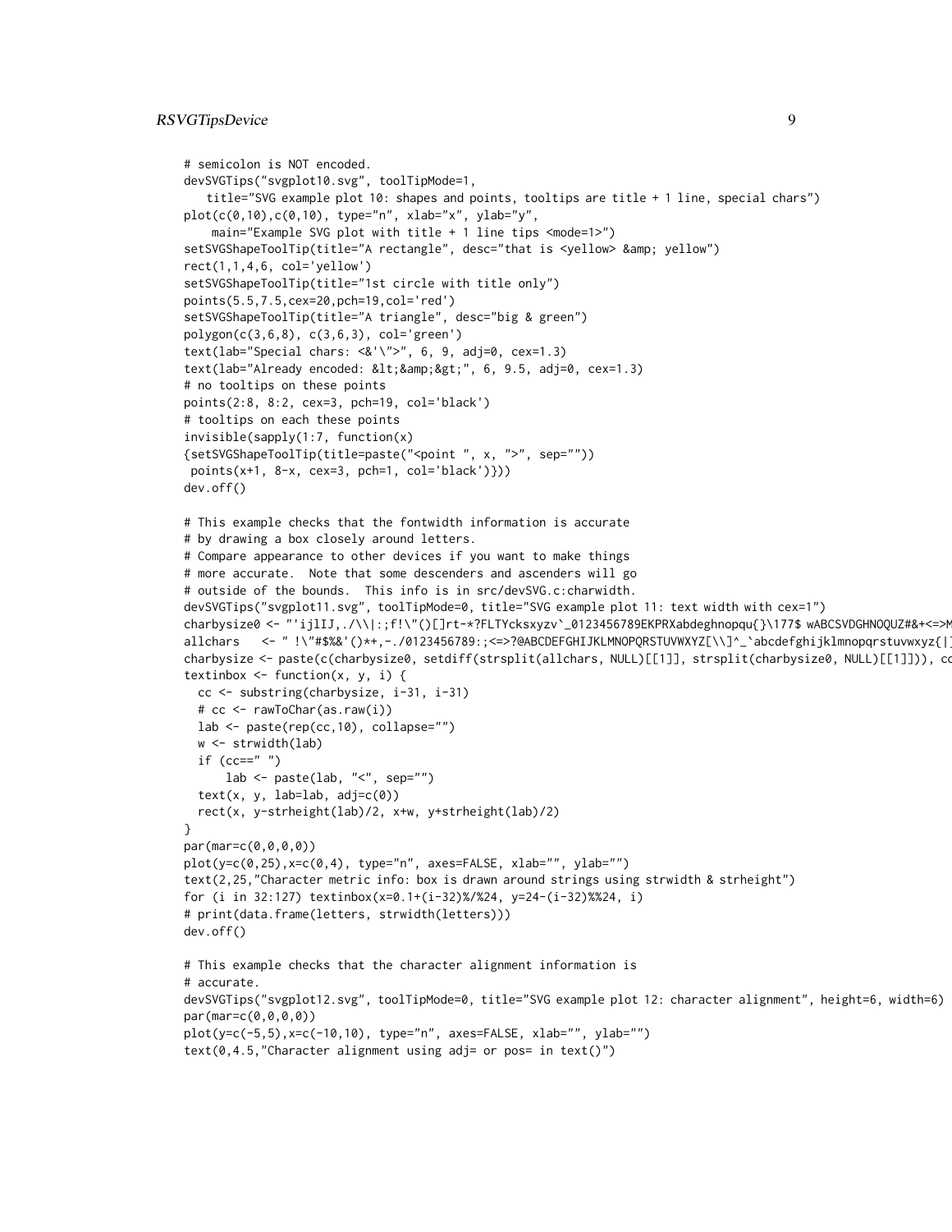```
# semicolon is NOT encoded.
devSVGTips("svgplot10.svg", toolTipMode=1,
   title="SVG example plot 10: shapes and points, tooltips are title + 1 line, special chars")
plot(c(0,10),c(0,10), type="n", xlab="x", ylab="y",
    main="Example SVG plot with title + 1 line tips <mode=1>")
setSVGShapeToolTip(title="A rectangle", desc="that is <yellow> &amp; yellow")
rect(1,1,4,6, col='yellow')
setSVGShapeToolTip(title="1st circle with title only")
points(5.5,7.5,cex=20,pch=19,col='red')
setSVGShapeToolTip(title="A triangle", desc="big & green")
polygon(c(3,6,8), c(3,6,3), col='green')
text(lab="Special chars: <&'\">", 6, 9, adj=0, cex=1.3)
text(lab="Already encoded: &lt;&amp;&gt;", 6, 9.5, adj=0, cex=1.3)
# no tooltips on these points
points(2:8, 8:2, cex=3, pch=19, col='black')
# tooltips on each these points
invisible(sapply(1:7, function(x)
{setSVGShapeToolTip(title=paste("<point ", x, ">", sep=""))
 points(x+1, 8-x, cex=3, pch=1, col='black')}))
dev.off()

# This example checks that the fontwidth information is accurate
# by drawing a box closely around letters.
# Compare appearance to other devices if you want to make things
# more accurate.  Note that some descenders and ascenders will go
# outside of the bounds.  This info is in src/devSVG.c:charwidth.
devSVGTips("svgplot11.svg", toolTipMode=0, title="SVG example plot 11: text width with cex=1")
charbysize0 <- "'ijlIJ,./\\|:;f!\"()[]rt-*?FLTYcksxyzv`_0123456789EKPRXabdeghnopqu{}\177$ wABCSVDGHNOQUZ#&+<=>M
allchars   <- " !\"#$%&'()*+,-./0123456789:;<=>?@ABCDEFGHIJKLMNOPQRSTUVWXYZ[\\]^_`abcdefghijklmnopqrstuvwxyz{|
charbysize <- paste(c(charbysize0, setdiff(strsplit(allchars, NULL)[[1]], strsplit(charbysize0, NULL)[[1]])), co
textinbox <- function(x, y, i) {
  cc <- substring(charbysize, i-31, i-31)
  # cc <- rawToChar(as.raw(i))
  lab <- paste(rep(cc,10), collapse="")
  w <- strwidth(lab)
  if (cc==" ")
      lab <- paste(lab, "<", sep="")
  text(x, y, lab=lab, adj=c(0))
  rect(x, y-strheight(lab)/2, x+w, y+strheight(lab)/2)
}
par(mar=c(0,0,0,0))
plot(y=c(0,25),x=c(0,4), type="n", axes=FALSE, xlab="", ylab="")
text(2,25,"Character metric info: box is drawn around strings using strwidth & strheight")
for (i in 32:127) textinbox(x=0.1+(i-32)%/%24, y=24-(i-32)%%24, i)
# print(data.frame(letters, strwidth(letters)))
dev.off()

# This example checks that the character alignment information is
# accurate.
devSVGTips("svgplot12.svg", toolTipMode=0, title="SVG example plot 12: character alignment", height=6, width=6)
par(mar=c(0,0,0,0))
plot(y=c(-5,5),x=c(-10,10), type="n", axes=FALSE, xlab="", ylab="")
text(0,4.5,"Character alignment using adj= or pos= in text()")
```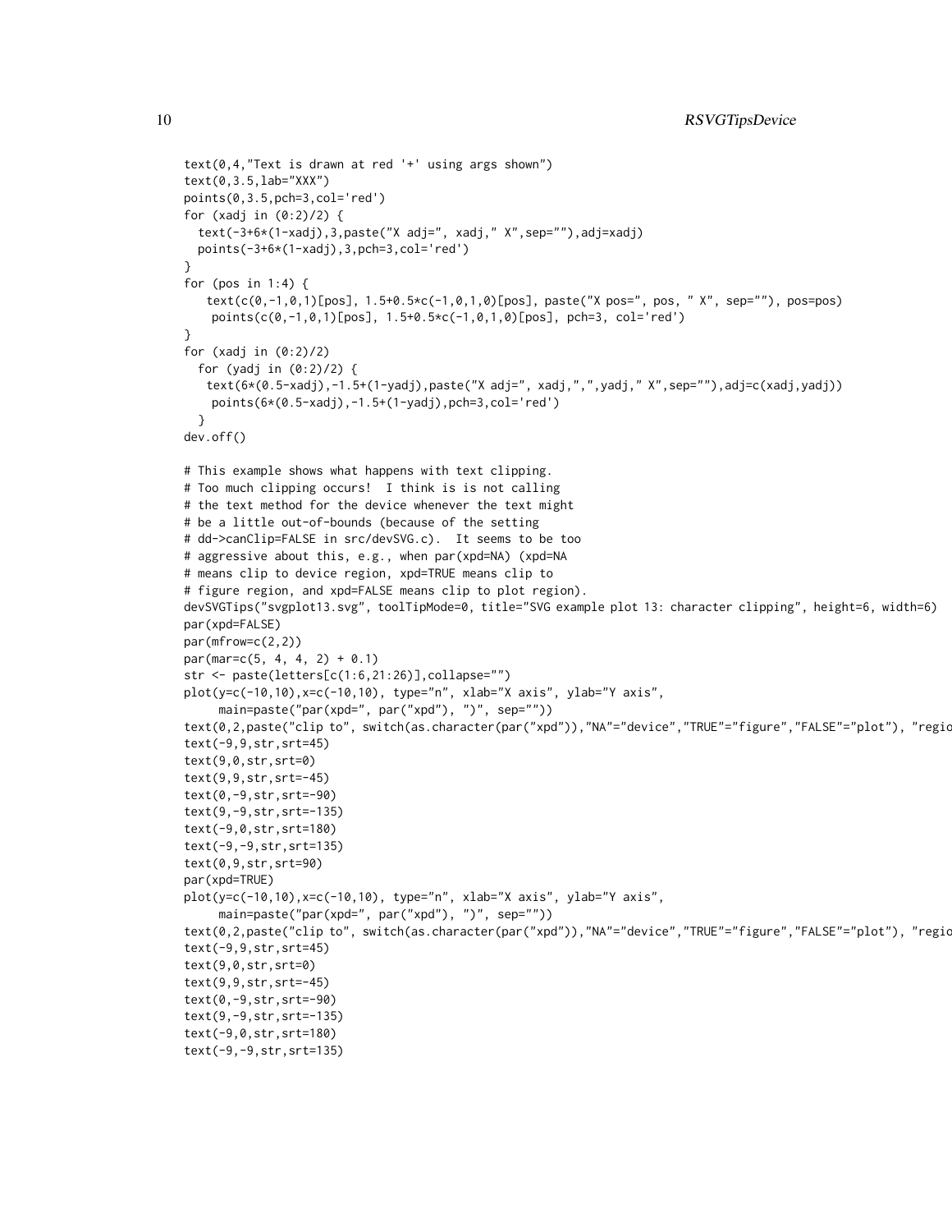```
text(0,4,"Text is drawn at red '+' using args shown")
text(0,3.5,lab="XXX")
points(0,3.5,pch=3,col='red')
for (xadj in (0:2)/2) {
  text(-3+6*(1-xadj),3,paste("X adj=", xadj," X",sep=""),adj=xadj)
  points(-3+6*(1-xadj),3,pch=3,col='red')
}
for (pos in 1:4) {
   text(c(0,-1,0,1)[pos], 1.5+0.5*c(-1,0,1,0)[pos], paste("X pos=", pos, " X", sep=""), pos=pos)
    points(c(0,-1,0,1)[pos], 1.5+0.5*c(-1,0,1,0)[pos], pch=3, col='red')
}
for (xadj in (0:2)/2)
  for (yadj in (0:2)/2) {
   text(6*(0.5-xadj),-1.5+(1-yadj),paste("X adj=", xadj,",",yadj," X",sep=""),adj=c(xadj,yadj))
    points(6*(0.5-xadj),-1.5+(1-yadj),pch=3,col='red')
  }
dev.off()

# This example shows what happens with text clipping.
# Too much clipping occurs!  I think is is not calling
# the text method for the device whenever the text might
# be a little out-of-bounds (because of the setting
# dd->canClip=FALSE in src/devSVG.c).  It seems to be too
# aggressive about this, e.g., when par(xpd=NA) (xpd=NA
# means clip to device region, xpd=TRUE means clip to
# figure region, and xpd=FALSE means clip to plot region).
devSVGTips("svgplot13.svg", toolTipMode=0, title="SVG example plot 13: character clipping", height=6, width=6)
par(xpd=FALSE)
par(mfrow=c(2,2))
par(mar=c(5, 4, 4, 2) + 0.1)
str <- paste(letters[c(1:6,21:26)],collapse="")
plot(y=c(-10,10),x=c(-10,10), type="n", xlab="X axis", ylab="Y axis",
     main=paste("par(xpd=", par("xpd"), ")", sep=""))
text(0,2,paste("clip to", switch(as.character(par("xpd")),"NA"="device","TRUE"="figure","FALSE"="plot"), "regio
text(-9,9,str,srt=45)
text(9,0,str,srt=0)
text(9,9,str,srt=-45)
text(0,-9,str,srt=-90)
text(9,-9,str,srt=-135)
text(-9,0,str,srt=180)
text(-9,-9,str,srt=135)
text(0,9,str,srt=90)
par(xpd=TRUE)
plot(y=c(-10,10),x=c(-10,10), type="n", xlab="X axis", ylab="Y axis",
     main=paste("par(xpd=", par("xpd"), ")", sep=""))
text(0,2,paste("clip to", switch(as.character(par("xpd")),"NA"="device","TRUE"="figure","FALSE"="plot"), "regio
text(-9,9,str,srt=45)
text(9,0,str,srt=0)
text(9,9,str,srt=-45)
text(0,-9,str,srt=-90)
text(9,-9,str,srt=-135)
text(-9,0,str,srt=180)
text(-9,-9,str,srt=135)
```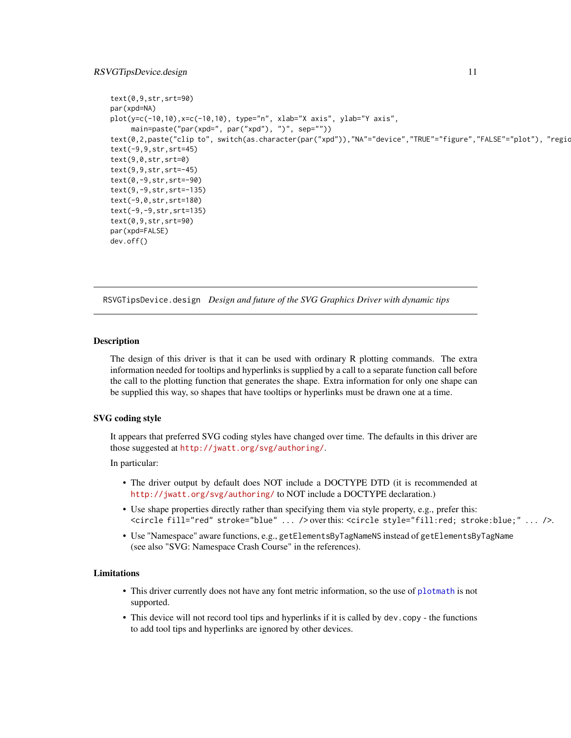```
text(0,9,str,srt=90)
par(xpd=NA)
plot(y=c(-10,10),x=c(-10,10), type="n", xlab="X axis", ylab="Y axis",
     main=paste("par(xpd=", par("xpd"), ")", sep=""))
text(0,2,paste("clip to", switch(as.character(par("xpd")),"NA"="device","TRUE"="figure","FALSE"="plot"), "regio
text(-9,9,str,srt=45)
text(9,0,str,srt=0)
text(9,9,str,srt=-45)
text(0,-9,str,srt=-90)
text(9,-9,str,srt=-135)
text(-9,0,str,srt=180)
text(-9,-9,str,srt=135)
text(0,9,str,srt=90)
par(xpd=FALSE)
dev.off()
```

## RSVGTipsDevice.design *Design and future of the SVG Graphics Driver with dynamic tips*

### Description

The design of this driver is that it can be used with ordinary R plotting commands. The extra information needed for tooltips and hyperlinks is supplied by a call to a separate function call before the call to the plotting function that generates the shape. Extra information for only one shape can be supplied this way, so shapes that have tooltips or hyperlinks must be drawn one at a time.

### SVG coding style

It appears that preferred SVG coding styles have changed over time. The defaults in this driver are those suggested at http://jwatt.org/svg/authoring/.

In particular:

- The driver output by default does NOT include a DOCTYPE DTD (it is recommended at http://jwatt.org/svg/authoring/ to NOT include a DOCTYPE declaration.)
- Use shape properties directly rather than specifying them via style property, e.g., prefer this: `<circle fill="red" stroke="blue" ... />` over this: `<circle style="fill:red; stroke:blue;" ... />`.
- Use "Namespace" aware functions, e.g., `getElementsByTagNameNS` instead of `getElementsByTagName` (see also "SVG: Namespace Crash Course" in the references).

### Limitations

- This driver currently does not have any font metric information, so the use of `plotmath` is not supported.
- This device will not record tool tips and hyperlinks if it is called by `dev.copy` - the functions to add tool tips and hyperlinks are ignored by other devices.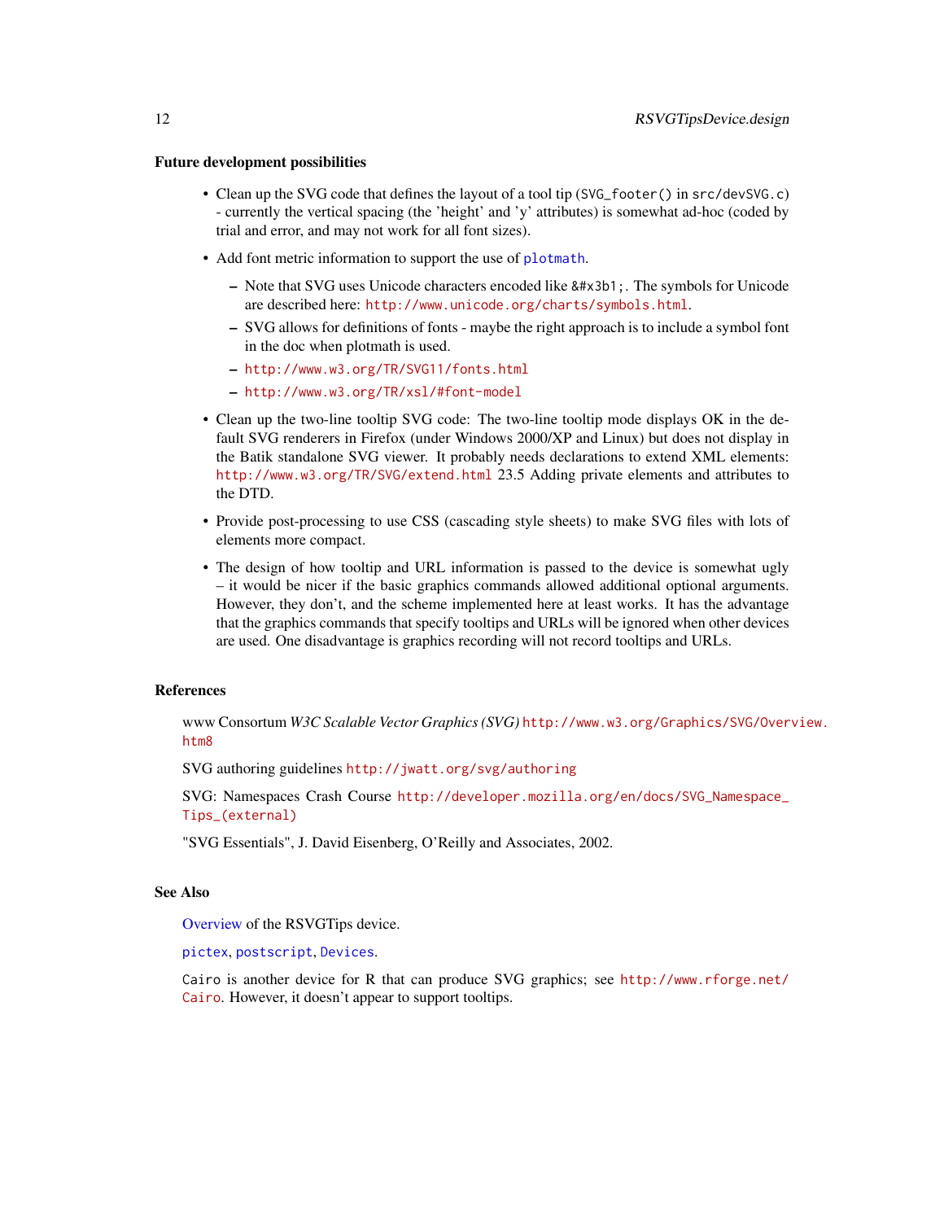### Future development possibilities

- Clean up the SVG code that defines the layout of a tool tip (`SVG_footer()` in `src/devSVG.c`) - currently the vertical spacing (the 'height' and 'y' attributes) is somewhat ad-hoc (coded by trial and error, and may not work for all font sizes).
- Add font metric information to support the use of `plotmath`.
  - Note that SVG uses Unicode characters encoded like `&#x3b1;`. The symbols for Unicode are described here: http://www.unicode.org/charts/symbols.html.
  - SVG allows for definitions of fonts - maybe the right approach is to include a symbol font in the doc when plotmath is used.
  - http://www.w3.org/TR/SVG11/fonts.html
  - http://www.w3.org/TR/xsl/#font-model
- Clean up the two-line tooltip SVG code: The two-line tooltip mode displays OK in the default SVG renderers in Firefox (under Windows 2000/XP and Linux) but does not display in the Batik standalone SVG viewer. It probably needs declarations to extend XML elements: http://www.w3.org/TR/SVG/extend.html 23.5 Adding private elements and attributes to the DTD.
- Provide post-processing to use CSS (cascading style sheets) to make SVG files with lots of elements more compact.
- The design of how tooltip and URL information is passed to the device is somewhat ugly – it would be nicer if the basic graphics commands allowed additional optional arguments. However, they don't, and the scheme implemented here at least works. It has the advantage that the graphics commands that specify tooltips and URLs will be ignored when other devices are used. One disadvantage is graphics recording will not record tooltips and URLs.

### References

www Consortum *W3C Scalable Vector Graphics (SVG)* http://www.w3.org/Graphics/SVG/Overview.htm8

SVG authoring guidelines http://jwatt.org/svg/authoring

SVG: Namespaces Crash Course http://developer.mozilla.org/en/docs/SVG_Namespace_Tips_(external)

"SVG Essentials", J. David Eisenberg, O'Reilly and Associates, 2002.

### See Also

Overview of the RSVGTips device.

`pictex`, `postscript`, `Devices`.

`Cairo` is another device for R that can produce SVG graphics; see http://www.rforge.net/Cairo. However, it doesn't appear to support tooltips.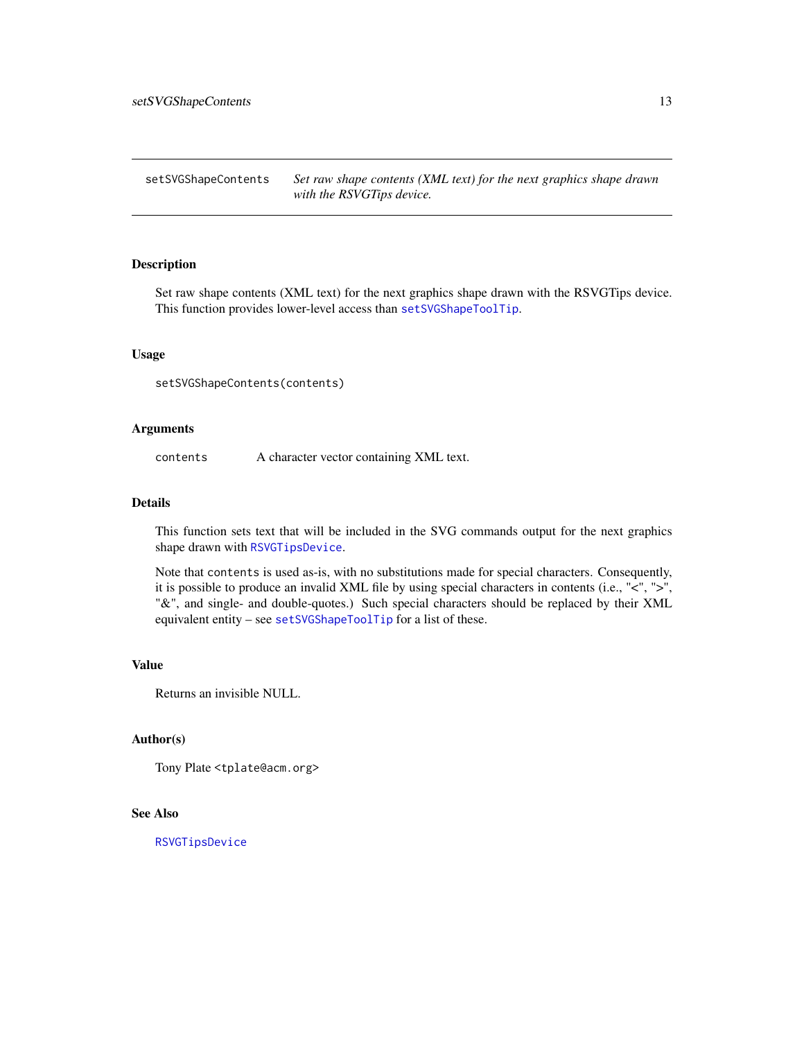## setSVGShapeContents

*Set raw shape contents (XML text) for the next graphics shape drawn with the RSVGTips device.*

### Description

Set raw shape contents (XML text) for the next graphics shape drawn with the RSVGTips device. This function provides lower-level access than `setSVGShapeToolTip`.

### Usage

```
setSVGShapeContents(contents)
```

### Arguments

| | |
|---|---|
| `contents` | A character vector containing XML text. |

### Details

This function sets text that will be included in the SVG commands output for the next graphics shape drawn with `RSVGTipsDevice`.

Note that `contents` is used as-is, with no substitutions made for special characters. Consequently, it is possible to produce an invalid XML file by using special characters in contents (i.e., "<", ">", "&", and single- and double-quotes.) Such special characters should be replaced by their XML equivalent entity – see `setSVGShapeToolTip` for a list of these.

### Value

Returns an invisible NULL.

### Author(s)

Tony Plate <tplate@acm.org>

### See Also

`RSVGTipsDevice`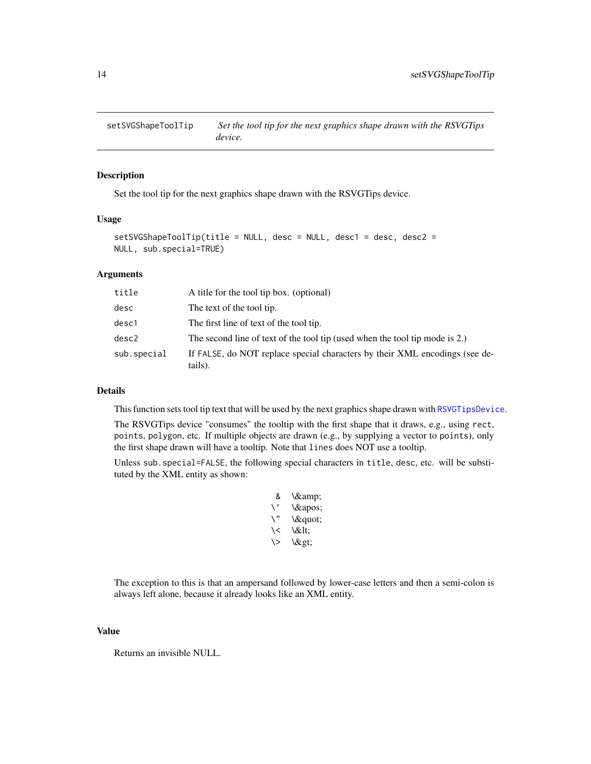setSVGShapeToolTip — *Set the tool tip for the next graphics shape drawn with the RSVGTips device.*

## Description

Set the tool tip for the next graphics shape drawn with the RSVGTips device.

## Usage

```
setSVGShapeToolTip(title = NULL, desc = NULL, desc1 = desc, desc2 =
NULL, sub.special=TRUE)
```

## Arguments

| | |
|---|---|
| `title` | A title for the tool tip box. (optional) |
| `desc` | The text of the tool tip. |
| `desc1` | The first line of text of the tool tip. |
| `desc2` | The second line of text of the tool tip (used when the tool tip mode is 2.) |
| `sub.special` | If `FALSE`, do NOT replace special characters by their XML encodings (see details). |

## Details

This function sets tool tip text that will be used by the next graphics shape drawn with `RSVGTipsDevice`.

The RSVGTips device "consumes" the tooltip with the first shape that it draws, e.g., using `rect`, `points`, `polygon`, etc. If multiple objects are drawn (e.g., by supplying a vector to `points`), only the first shape drawn will have a tooltip. Note that `lines` does NOT use a tooltip.

Unless `sub.special=FALSE`, the following special characters in `title`, `desc`, etc. will be substituted by the XML entity as shown:

| | |
|---|---|
| `&` | \&amp; |
| `\'` | \&apos; |
| `\"` | \&quot; |
| `\<` | \&lt; |
| `\>` | \&gt; |

The exception to this is that an ampersand followed by lower-case letters and then a semi-colon is always left alone, because it already looks like an XML entity.

## Value

Returns an invisible NULL.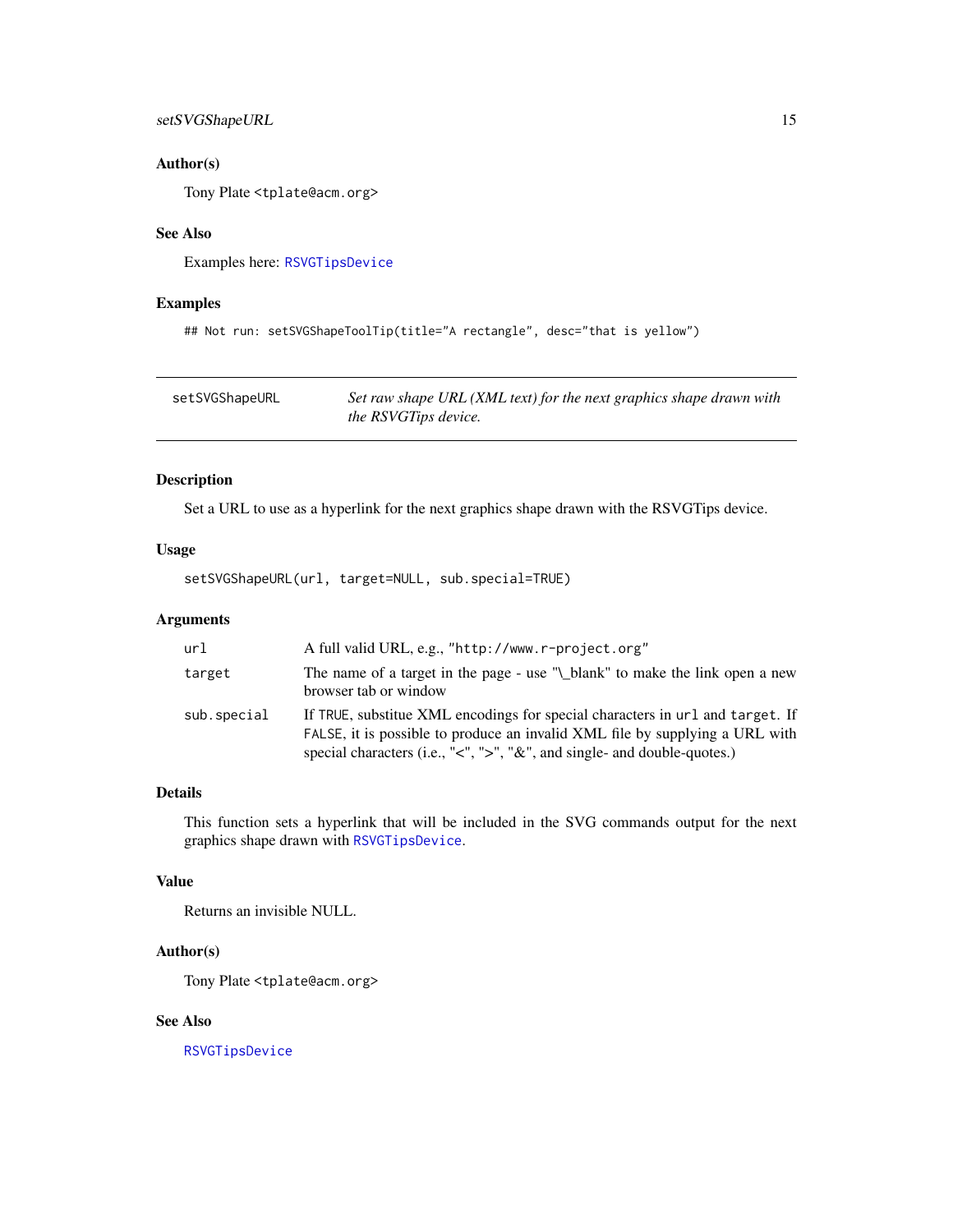### Author(s)

Tony Plate <tplate@acm.org>

### See Also

Examples here: RSVGTipsDevice

### Examples

```
## Not run: setSVGShapeToolTip(title="A rectangle", desc="that is yellow")
```

---

## setSVGShapeURL

*Set raw shape URL (XML text) for the next graphics shape drawn with the RSVGTips device.*

---

### Description

Set a URL to use as a hyperlink for the next graphics shape drawn with the RSVGTips device.

### Usage

```
setSVGShapeURL(url, target=NULL, sub.special=TRUE)
```

### Arguments

| | |
|---|---|
| `url` | A full valid URL, e.g., `"http://www.r-project.org"` |
| `target` | The name of a target in the page - use "\_blank" to make the link open a new browser tab or window |
| `sub.special` | If `TRUE`, substitue XML encodings for special characters in `url` and `target`. If `FALSE`, it is possible to produce an invalid XML file by supplying a URL with special characters (i.e., "<", ">", "&", and single- and double-quotes.) |

### Details

This function sets a hyperlink that will be included in the SVG commands output for the next graphics shape drawn with RSVGTipsDevice.

### Value

Returns an invisible NULL.

### Author(s)

Tony Plate <tplate@acm.org>

### See Also

RSVGTipsDevice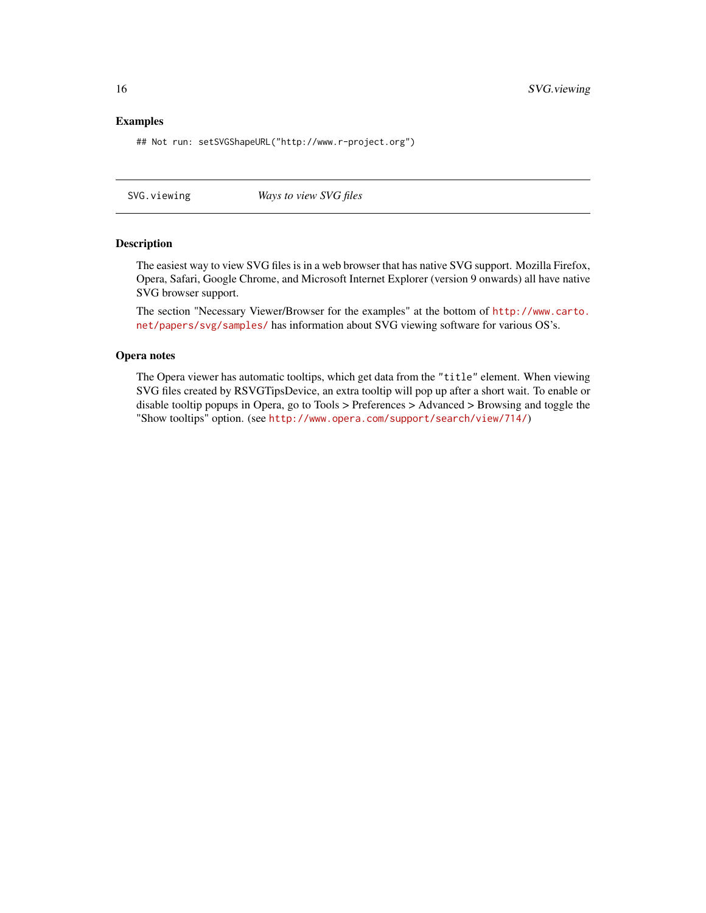## Examples

```
## Not run: setSVGShapeURL("http://www.r-project.org")
```

---

`SVG.viewing` *Ways to view SVG files*

---

## Description

The easiest way to view SVG files is in a web browser that has native SVG support. Mozilla Firefox, Opera, Safari, Google Chrome, and Microsoft Internet Explorer (version 9 onwards) all have native SVG browser support.

The section "Necessary Viewer/Browser for the examples" at the bottom of `http://www.carto.net/papers/svg/samples/` has information about SVG viewing software for various OS's.

## Opera notes

The Opera viewer has automatic tooltips, which get data from the `"title"` element. When viewing SVG files created by RSVGTipsDevice, an extra tooltip will pop up after a short wait. To enable or disable tooltip popups in Opera, go to Tools > Preferences > Advanced > Browsing and toggle the "Show tooltips" option. (see `http://www.opera.com/support/search/view/714/`)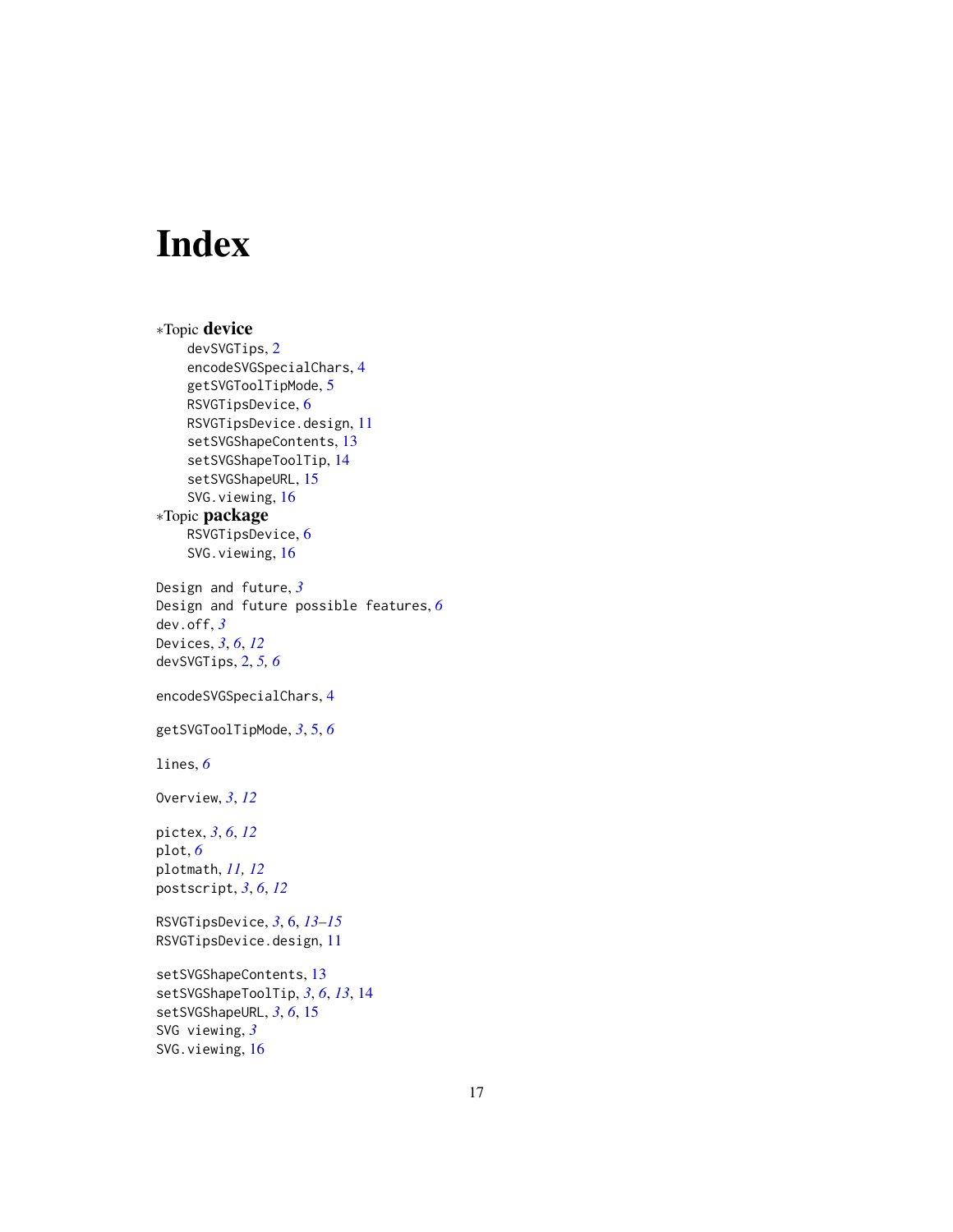# Index

∗Topic **device**

- devSVGTips, 2
- encodeSVGSpecialChars, 4
- getSVGToolTipMode, 5
- RSVGTipsDevice, 6
- RSVGTipsDevice.design, 11
- setSVGShapeContents, 13
- setSVGShapeToolTip, 14
- setSVGShapeURL, 15
- SVG.viewing, 16

∗Topic **package**

- RSVGTipsDevice, 6
- SVG.viewing, 16

Design and future, *3*
Design and future possible features, *6*
dev.off, *3*
Devices, *3*, *6*, *12*
devSVGTips, 2, *5, 6*

encodeSVGSpecialChars, 4

getSVGToolTipMode, *3*, 5, *6*

lines, *6*

Overview, *3*, *12*

pictex, *3*, *6*, *12*
plot, *6*
plotmath, *11, 12*
postscript, *3*, *6*, *12*

RSVGTipsDevice, *3*, 6, *13–15*
RSVGTipsDevice.design, 11

setSVGShapeContents, 13
setSVGShapeToolTip, *3*, *6*, *13*, 14
setSVGShapeURL, *3*, *6*, 15
SVG viewing, *3*
SVG.viewing, 16